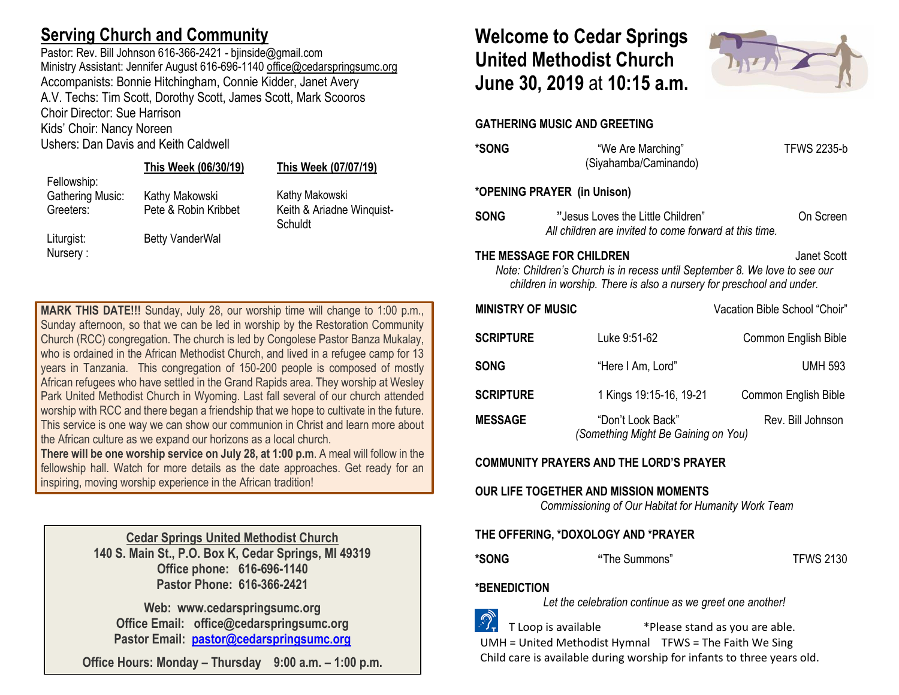## Serving Church and Community

Pastor: Rev. Bill Johnson 616-366-2421 - bjinside@gmail.com
Ministry Assistant: Jennifer August 616-696-1140 office@cedarspringsumc.org
Accompanists: Bonnie Hitchingham, Connie Kidder, Janet Avery
A.V. Techs: Tim Scott, Dorothy Scott, James Scott, Mark Scooros
Choir Director: Sue Harrison
Kids' Choir: Nancy Noreen
Ushers: Dan Davis and Keith Caldwell

| | This Week (06/30/19) | This Week (07/07/19) |
|---|---|---|
| Fellowship: | | |
| Gathering Music: | Kathy Makowski | Kathy Makowski |
| Greeters: | Pete & Robin Kribbet | Keith & Ariadne Winquist-Schuldt |
| Liturgist: | Betty VanderWal | |
| Nursery : | | |

**MARK THIS DATE!!!** Sunday, July 28, our worship time will change to 1:00 p.m., Sunday afternoon, so that we can be led in worship by the Restoration Community Church (RCC) congregation. The church is led by Congolese Pastor Banza Mukalay, who is ordained in the African Methodist Church, and lived in a refugee camp for 13 years in Tanzania. This congregation of 150-200 people is composed of mostly African refugees who have settled in the Grand Rapids area. They worship at Wesley Park United Methodist Church in Wyoming. Last fall several of our church attended worship with RCC and there began a friendship that we hope to cultivate in the future. This service is one way we can show our communion in Christ and learn more about the African culture as we expand our horizons as a local church.
**There will be one worship service on July 28, at 1:00 p.m**. A meal will follow in the fellowship hall. Watch for more details as the date approaches. Get ready for an inspiring, moving worship experience in the African tradition!

**Cedar Springs United Methodist Church**
**140 S. Main St., P.O. Box K, Cedar Springs, MI 49319**
**Office phone: 616-696-1140**
**Pastor Phone: 616-366-2421**

**Web: www.cedarspringsumc.org**
**Office Email: office@cedarspringsumc.org**
**Pastor Email: pastor@cedarspringsumc.org**

**Office Hours: Monday – Thursday 9:00 a.m. – 1:00 p.m.**

# Welcome to Cedar Springs United Methodist Church June 30, 2019 at 10:15 a.m.

**GATHERING MUSIC AND GREETING**

**\*SONG** "We Are Marching" (Siyahamba/Caminando) — TFWS 2235-b

**\*OPENING PRAYER (in Unison)**

**SONG** "Jesus Loves the Little Children" — On Screen
*All children are invited to come forward at this time.*

**THE MESSAGE FOR CHILDREN** — Janet Scott
*Note: Children's Church is in recess until September 8. We love to see our children in worship. There is also a nursery for preschool and under.*

**MINISTRY OF MUSIC** — Vacation Bible School "Choir"

**SCRIPTURE** Luke 9:51-62 — Common English Bible

**SONG** "Here I Am, Lord" — UMH 593

**SCRIPTURE** 1 Kings 19:15-16, 19-21 — Common English Bible

**MESSAGE** "Don't Look Back" (Something Might Be Gaining on You) — Rev. Bill Johnson

**COMMUNITY PRAYERS AND THE LORD'S PRAYER**

**OUR LIFE TOGETHER AND MISSION MOMENTS**
*Commissioning of Our Habitat for Humanity Work Team*

**THE OFFERING, \*DOXOLOGY AND \*PRAYER**

**\*SONG** "The Summons" — TFWS 2130

**\*BENEDICTION**
*Let the celebration continue as we greet one another!*

T Loop is available — \*Please stand as you are able.
UMH = United Methodist Hymnal — TFWS = The Faith We Sing
Child care is available during worship for infants to three years old.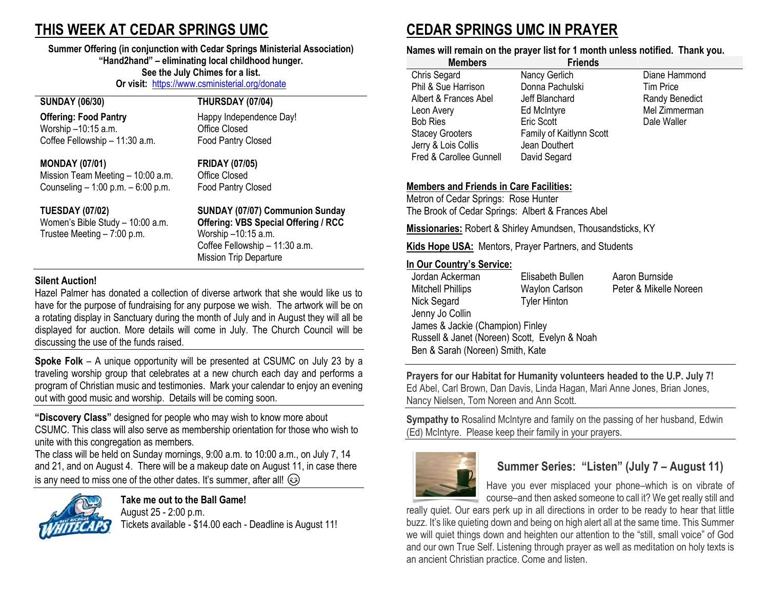# THIS WEEK AT CEDAR SPRINGS UMC

**Summer Offering (in conjunction with Cedar Springs Ministerial Association)**
**"Hand2hand" – eliminating local childhood hunger.**
**See the July Chimes for a list.**
**Or visit:** https://www.csministerial.org/donate

**SUNDAY (06/30)**
**Offering: Food Pantry**
Worship –10:15 a.m.
Coffee Fellowship – 11:30 a.m.

**MONDAY (07/01)**
Mission Team Meeting – 10:00 a.m.
Counseling – 1:00 p.m. – 6:00 p.m.

**TUESDAY (07/02)**
Women's Bible Study – 10:00 a.m.
Trustee Meeting – 7:00 p.m.

**THURSDAY (07/04)**
Happy Independence Day!
Office Closed
Food Pantry Closed

**FRIDAY (07/05)**
Office Closed
Food Pantry Closed

**SUNDAY (07/07) Communion Sunday**
**Offering: VBS Special Offering / RCC**
Worship –10:15 a.m.
Coffee Fellowship – 11:30 a.m.
Mission Trip Departure

**Silent Auction!**
Hazel Palmer has donated a collection of diverse artwork that she would like us to have for the purpose of fundraising for any purpose we wish. The artwork will be on a rotating display in Sanctuary during the month of July and in August they will all be displayed for auction. More details will come in July. The Church Council will be discussing the use of the funds raised.

**Spoke Folk** – A unique opportunity will be presented at CSUMC on July 23 by a traveling worship group that celebrates at a new church each day and performs a program of Christian music and testimonies. Mark your calendar to enjoy an evening out with good music and worship. Details will be coming soon.

**"Discovery Class"** designed for people who may wish to know more about CSUMC. This class will also serve as membership orientation for those who wish to unite with this congregation as members.
The class will be held on Sunday mornings, 9:00 a.m. to 10:00 a.m., on July 7, 14 and 21, and on August 4. There will be a makeup date on August 11, in case there is any need to miss one of the other dates. It's summer, after all! 😉

**Take me out to the Ball Game!**
August 25 - 2:00 p.m.
Tickets available - $14.00 each - Deadline is August 11!

# CEDAR SPRINGS UMC IN PRAYER

**Names will remain on the prayer list for 1 month unless notified. Thank you.**

| Members | Friends | |
|---|---|---|
| Chris Segard | Nancy Gerlich | Diane Hammond |
| Phil & Sue Harrison | Donna Pachulski | Tim Price |
| Albert & Frances Abel | Jeff Blanchard | Randy Benedict |
| Leon Avery | Ed McIntyre | Mel Zimmerman |
| Bob Ries | Eric Scott | Dale Waller |
| Stacey Grooters | Family of Kaitlynn Scott | |
| Jerry & Lois Collis | Jean Douthert | |
| Fred & Carollee Gunnell | David Segard | |

**Members and Friends in Care Facilities:**
Metron of Cedar Springs: Rose Hunter
The Brook of Cedar Springs: Albert & Frances Abel

**Missionaries:** Robert & Shirley Amundsen, Thousandsticks, KY

**Kids Hope USA:** Mentors, Prayer Partners, and Students

**In Our Country's Service:**
Jordan Ackerman, Elisabeth Bullen, Aaron Burnside
Mitchell Phillips, Waylon Carlson, Peter & Mikelle Noreen
Nick Segard, Tyler Hinton
Jenny Jo Collin
James & Jackie (Champion) Finley
Russell & Janet (Noreen) Scott, Evelyn & Noah
Ben & Sarah (Noreen) Smith, Kate

**Prayers for our Habitat for Humanity volunteers headed to the U.P. July 7!**
Ed Abel, Carl Brown, Dan Davis, Linda Hagan, Mari Anne Jones, Brian Jones, Nancy Nielsen, Tom Noreen and Ann Scott.

**Sympathy to** Rosalind McIntyre and family on the passing of her husband, Edwin (Ed) McIntyre. Please keep their family in your prayers.

## Summer Series: "Listen" (July 7 – August 11)

Have you ever misplaced your phone–which is on vibrate of course–and then asked someone to call it? We get really still and really quiet. Our ears perk up in all directions in order to be ready to hear that little buzz. It's like quieting down and being on high alert all at the same time. This Summer we will quiet things down and heighten our attention to the "still, small voice" of God and our own True Self. Listening through prayer as well as meditation on holy texts is an ancient Christian practice. Come and listen.